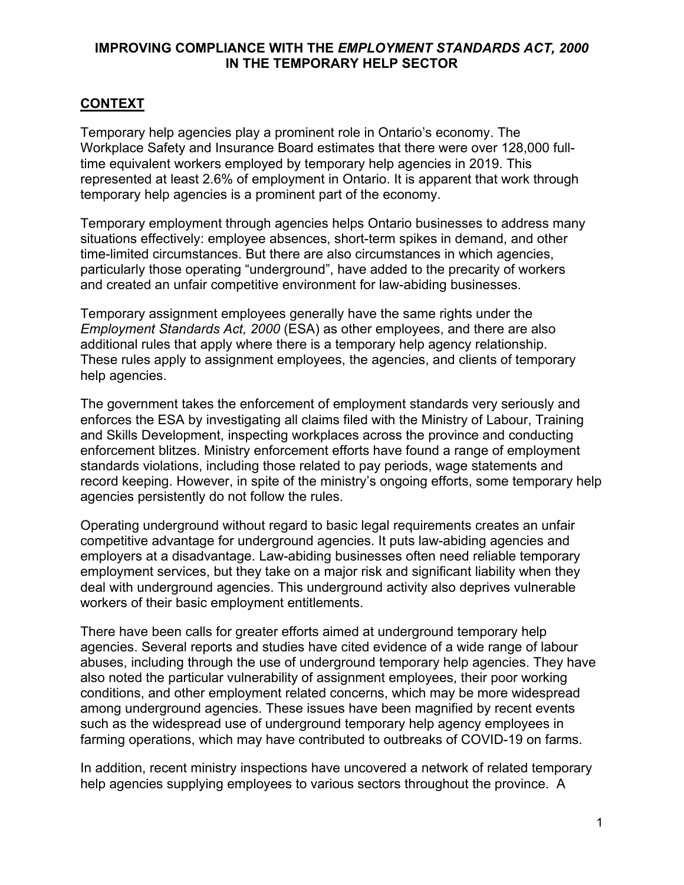# IMPROVING COMPLIANCE WITH THE *EMPLOYMENT STANDARDS ACT, 2000* IN THE TEMPORARY HELP SECTOR

## CONTEXT

Temporary help agencies play a prominent role in Ontario's economy. The Workplace Safety and Insurance Board estimates that there were over 128,000 full-time equivalent workers employed by temporary help agencies in 2019. This represented at least 2.6% of employment in Ontario. It is apparent that work through temporary help agencies is a prominent part of the economy.

Temporary employment through agencies helps Ontario businesses to address many situations effectively: employee absences, short-term spikes in demand, and other time-limited circumstances. But there are also circumstances in which agencies, particularly those operating "underground", have added to the precarity of workers and created an unfair competitive environment for law-abiding businesses.

Temporary assignment employees generally have the same rights under the *Employment Standards Act, 2000* (ESA) as other employees, and there are also additional rules that apply where there is a temporary help agency relationship. These rules apply to assignment employees, the agencies, and clients of temporary help agencies.

The government takes the enforcement of employment standards very seriously and enforces the ESA by investigating all claims filed with the Ministry of Labour, Training and Skills Development, inspecting workplaces across the province and conducting enforcement blitzes. Ministry enforcement efforts have found a range of employment standards violations, including those related to pay periods, wage statements and record keeping. However, in spite of the ministry's ongoing efforts, some temporary help agencies persistently do not follow the rules.

Operating underground without regard to basic legal requirements creates an unfair competitive advantage for underground agencies. It puts law-abiding agencies and employers at a disadvantage. Law-abiding businesses often need reliable temporary employment services, but they take on a major risk and significant liability when they deal with underground agencies. This underground activity also deprives vulnerable workers of their basic employment entitlements.

There have been calls for greater efforts aimed at underground temporary help agencies. Several reports and studies have cited evidence of a wide range of labour abuses, including through the use of underground temporary help agencies. They have also noted the particular vulnerability of assignment employees, their poor working conditions, and other employment related concerns, which may be more widespread among underground agencies. These issues have been magnified by recent events such as the widespread use of underground temporary help agency employees in farming operations, which may have contributed to outbreaks of COVID-19 on farms.

In addition, recent ministry inspections have uncovered a network of related temporary help agencies supplying employees to various sectors throughout the province. A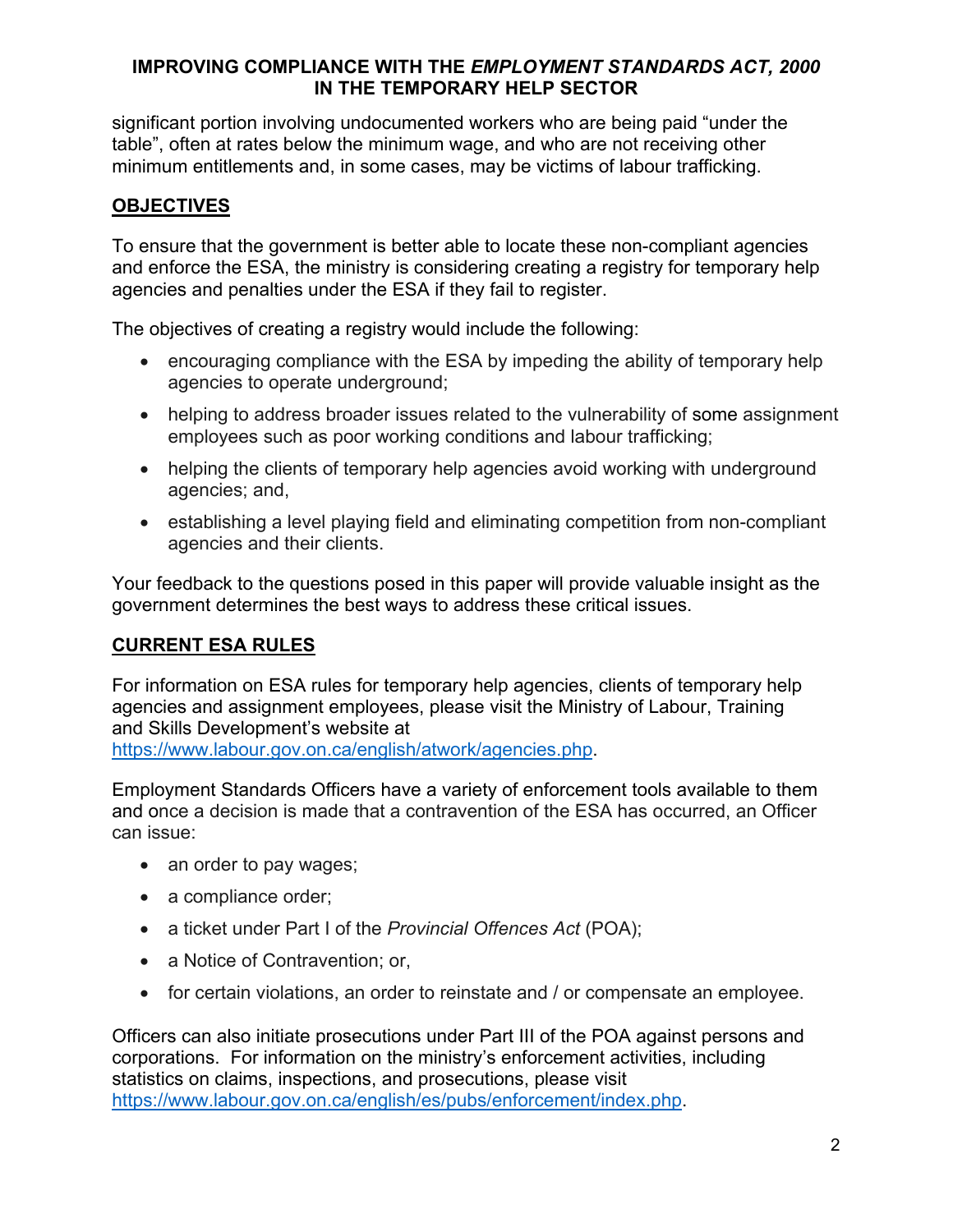significant portion involving undocumented workers who are being paid "under the table", often at rates below the minimum wage, and who are not receiving other minimum entitlements and, in some cases, may be victims of labour trafficking.

## OBJECTIVES

To ensure that the government is better able to locate these non-compliant agencies and enforce the ESA, the ministry is considering creating a registry for temporary help agencies and penalties under the ESA if they fail to register.

The objectives of creating a registry would include the following:

- encouraging compliance with the ESA by impeding the ability of temporary help agencies to operate underground;
- helping to address broader issues related to the vulnerability of some assignment employees such as poor working conditions and labour trafficking;
- helping the clients of temporary help agencies avoid working with underground agencies; and,
- establishing a level playing field and eliminating competition from non-compliant agencies and their clients.

Your feedback to the questions posed in this paper will provide valuable insight as the government determines the best ways to address these critical issues.

## CURRENT ESA RULES

For information on ESA rules for temporary help agencies, clients of temporary help agencies and assignment employees, please visit the Ministry of Labour, Training and Skills Development's website at https://www.labour.gov.on.ca/english/atwork/agencies.php.

Employment Standards Officers have a variety of enforcement tools available to them and once a decision is made that a contravention of the ESA has occurred, an Officer can issue:

- an order to pay wages;
- a compliance order;
- a ticket under Part I of the *Provincial Offences Act* (POA);
- a Notice of Contravention; or,
- for certain violations, an order to reinstate and / or compensate an employee.

Officers can also initiate prosecutions under Part III of the POA against persons and corporations. For information on the ministry's enforcement activities, including statistics on claims, inspections, and prosecutions, please visit https://www.labour.gov.on.ca/english/es/pubs/enforcement/index.php.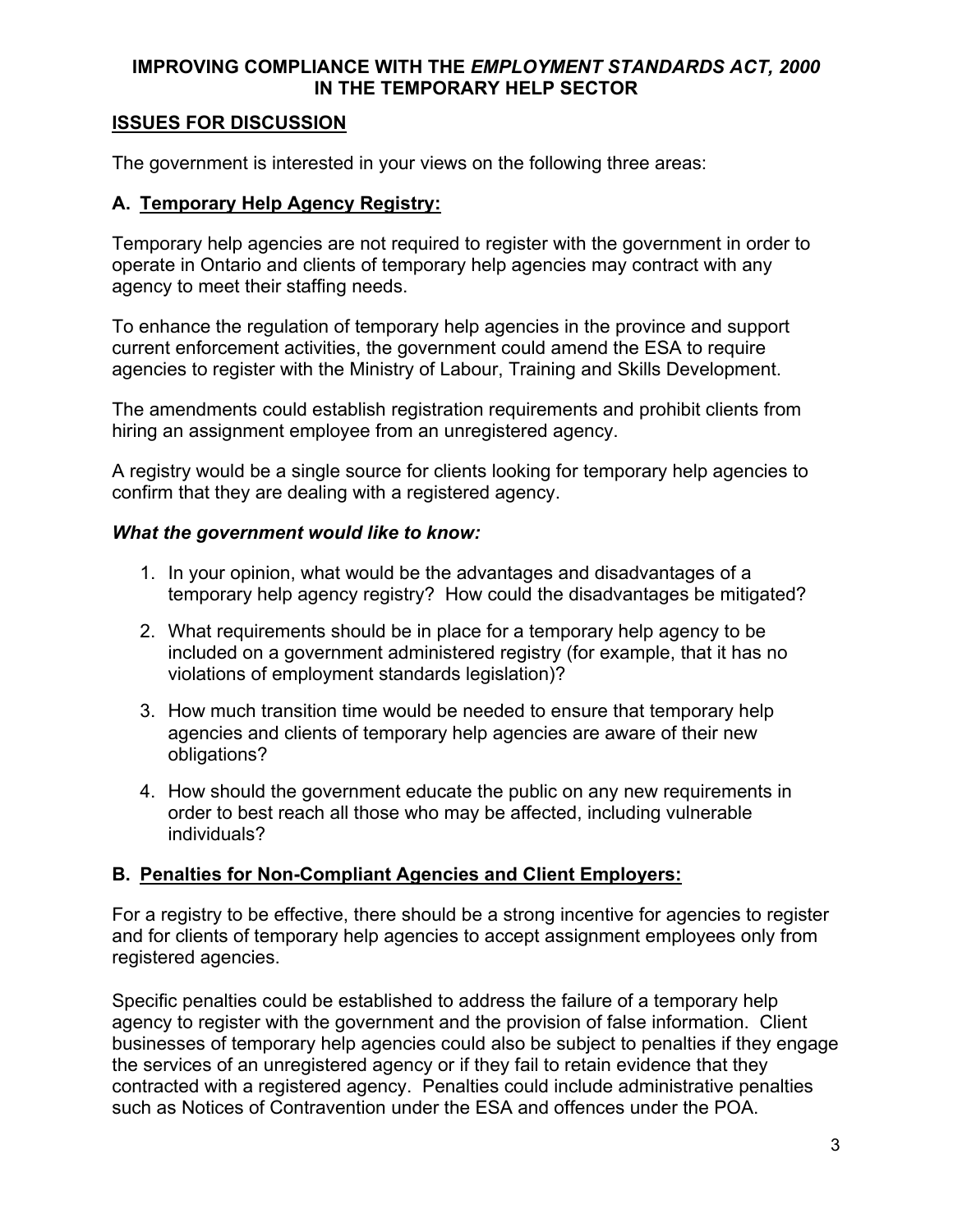**IMPROVING COMPLIANCE WITH THE *EMPLOYMENT STANDARDS ACT, 2000* IN THE TEMPORARY HELP SECTOR**

## ISSUES FOR DISCUSSION

The government is interested in your views on the following three areas:

### A. Temporary Help Agency Registry:

Temporary help agencies are not required to register with the government in order to operate in Ontario and clients of temporary help agencies may contract with any agency to meet their staffing needs.

To enhance the regulation of temporary help agencies in the province and support current enforcement activities, the government could amend the ESA to require agencies to register with the Ministry of Labour, Training and Skills Development.

The amendments could establish registration requirements and prohibit clients from hiring an assignment employee from an unregistered agency.

A registry would be a single source for clients looking for temporary help agencies to confirm that they are dealing with a registered agency.

***What the government would like to know:***

1. In your opinion, what would be the advantages and disadvantages of a temporary help agency registry? How could the disadvantages be mitigated?
2. What requirements should be in place for a temporary help agency to be included on a government administered registry (for example, that it has no violations of employment standards legislation)?
3. How much transition time would be needed to ensure that temporary help agencies and clients of temporary help agencies are aware of their new obligations?
4. How should the government educate the public on any new requirements in order to best reach all those who may be affected, including vulnerable individuals?

### B. Penalties for Non-Compliant Agencies and Client Employers:

For a registry to be effective, there should be a strong incentive for agencies to register and for clients of temporary help agencies to accept assignment employees only from registered agencies.

Specific penalties could be established to address the failure of a temporary help agency to register with the government and the provision of false information. Client businesses of temporary help agencies could also be subject to penalties if they engage the services of an unregistered agency or if they fail to retain evidence that they contracted with a registered agency. Penalties could include administrative penalties such as Notices of Contravention under the ESA and offences under the POA.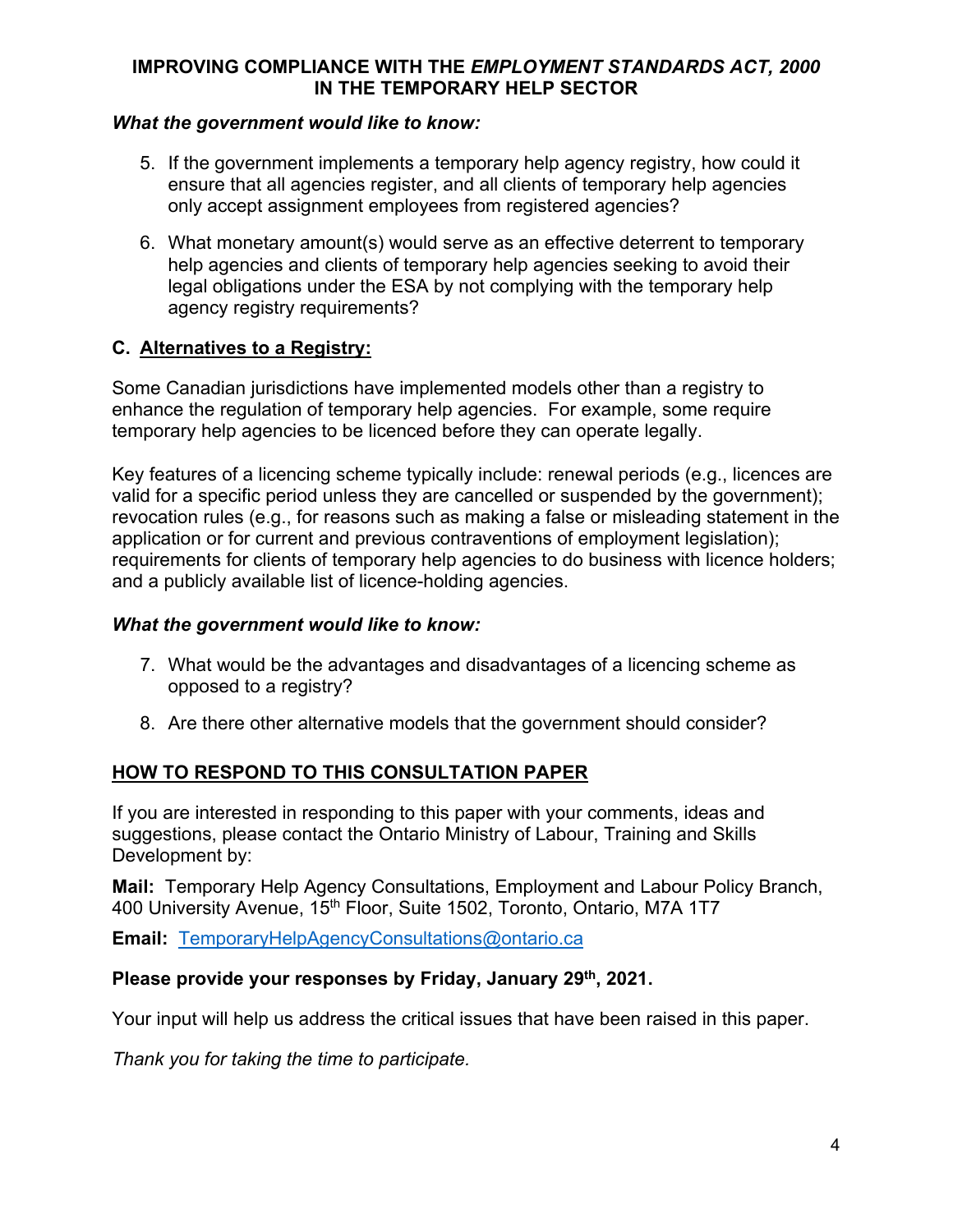**IMPROVING COMPLIANCE WITH THE *EMPLOYMENT STANDARDS ACT, 2000* IN THE TEMPORARY HELP SECTOR**

***What the government would like to know:***

5. If the government implements a temporary help agency registry, how could it ensure that all agencies register, and all clients of temporary help agencies only accept assignment employees from registered agencies?

6. What monetary amount(s) would serve as an effective deterrent to temporary help agencies and clients of temporary help agencies seeking to avoid their legal obligations under the ESA by not complying with the temporary help agency registry requirements?

## C. Alternatives to a Registry:

Some Canadian jurisdictions have implemented models other than a registry to enhance the regulation of temporary help agencies. For example, some require temporary help agencies to be licenced before they can operate legally.

Key features of a licencing scheme typically include: renewal periods (e.g., licences are valid for a specific period unless they are cancelled or suspended by the government); revocation rules (e.g., for reasons such as making a false or misleading statement in the application or for current and previous contraventions of employment legislation); requirements for clients of temporary help agencies to do business with licence holders; and a publicly available list of licence-holding agencies.

***What the government would like to know:***

7. What would be the advantages and disadvantages of a licencing scheme as opposed to a registry?

8. Are there other alternative models that the government should consider?

## HOW TO RESPOND TO THIS CONSULTATION PAPER

If you are interested in responding to this paper with your comments, ideas and suggestions, please contact the Ontario Ministry of Labour, Training and Skills Development by:

**Mail:** Temporary Help Agency Consultations, Employment and Labour Policy Branch, 400 University Avenue, 15th Floor, Suite 1502, Toronto, Ontario, M7A 1T7

**Email:** TemporaryHelpAgencyConsultations@ontario.ca

**Please provide your responses by Friday, January 29th, 2021.**

Your input will help us address the critical issues that have been raised in this paper.

*Thank you for taking the time to participate.*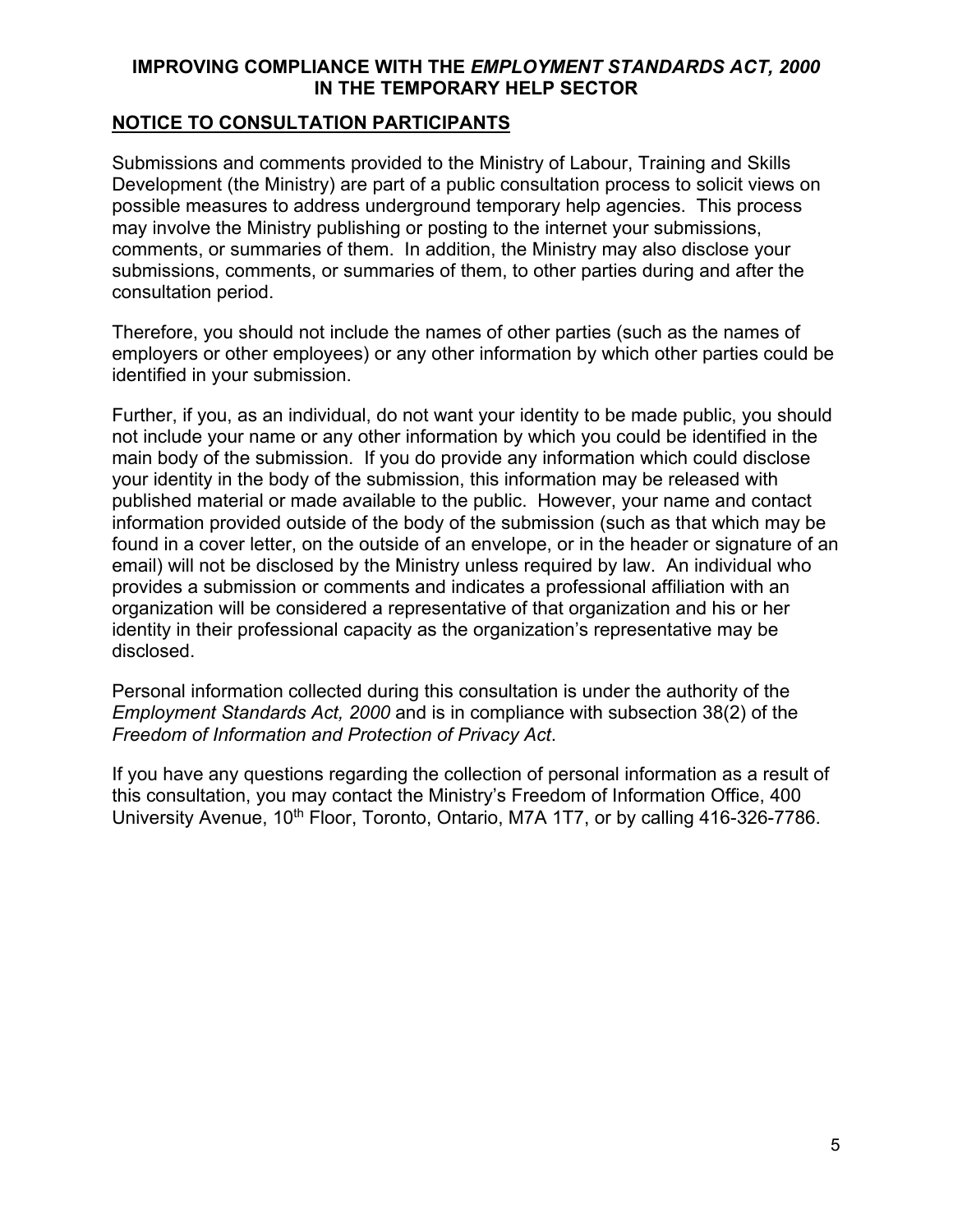**IMPROVING COMPLIANCE WITH THE *EMPLOYMENT STANDARDS ACT, 2000* IN THE TEMPORARY HELP SECTOR**

## NOTICE TO CONSULTATION PARTICIPANTS

Submissions and comments provided to the Ministry of Labour, Training and Skills Development (the Ministry) are part of a public consultation process to solicit views on possible measures to address underground temporary help agencies. This process may involve the Ministry publishing or posting to the internet your submissions, comments, or summaries of them. In addition, the Ministry may also disclose your submissions, comments, or summaries of them, to other parties during and after the consultation period.

Therefore, you should not include the names of other parties (such as the names of employers or other employees) or any other information by which other parties could be identified in your submission.

Further, if you, as an individual, do not want your identity to be made public, you should not include your name or any other information by which you could be identified in the main body of the submission. If you do provide any information which could disclose your identity in the body of the submission, this information may be released with published material or made available to the public. However, your name and contact information provided outside of the body of the submission (such as that which may be found in a cover letter, on the outside of an envelope, or in the header or signature of an email) will not be disclosed by the Ministry unless required by law. An individual who provides a submission or comments and indicates a professional affiliation with an organization will be considered a representative of that organization and his or her identity in their professional capacity as the organization's representative may be disclosed.

Personal information collected during this consultation is under the authority of the *Employment Standards Act, 2000* and is in compliance with subsection 38(2) of the *Freedom of Information and Protection of Privacy Act*.

If you have any questions regarding the collection of personal information as a result of this consultation, you may contact the Ministry's Freedom of Information Office, 400 University Avenue, 10th Floor, Toronto, Ontario, M7A 1T7, or by calling 416-326-7786.